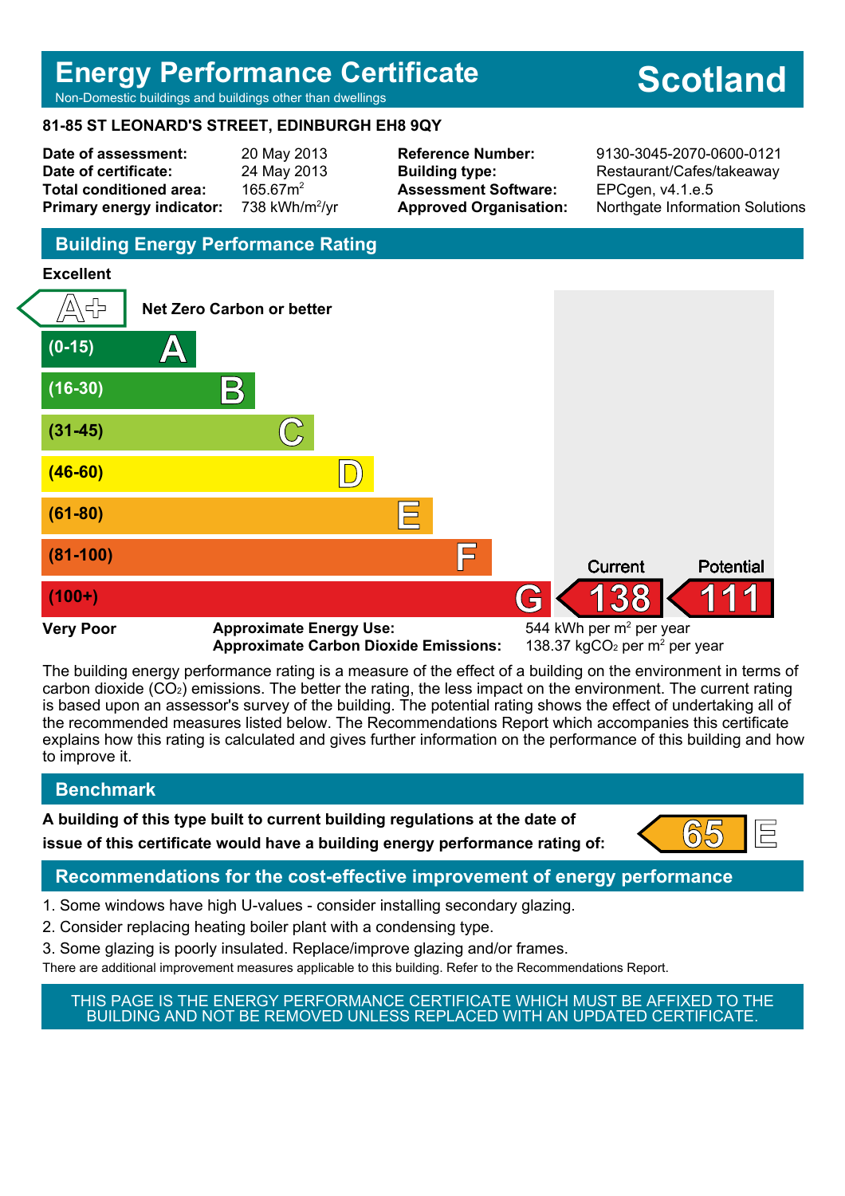# Energy Performance Certificate

Non-Domestic buildings and buildings other than dwellings

**Scotland**

**81-85 ST LEONARD'S STREET, EDINBURGH EH8 9QY**

| | | | |
|---|---|---|---|
| **Date of assessment:** | 20 May 2013 | **Reference Number:** | 9130-3045-2070-0600-0121 |
| **Date of certificate:** | 24 May 2013 | **Building type:** | Restaurant/Cafes/takeaway |
| **Total conditioned area:** | 165.67m$^2$ | **Assessment Software:** | EPCgen, v4.1.e.5 |
| **Primary energy indicator:** | 738 kWh/m$^2$/yr | **Approved Organisation:** | Northgate Information Solutions |

## Building Energy Performance Rating

**Excellent**

| Band | Rating |
|---|---|
| Net Zero Carbon or better | A+ |
| (0-15) | A |
| (16-30) | B |
| (31-45) | C |
| (46-60) | D |
| (61-80) | E |
| (81-100) | F |
| (100+) | G |

**Very Poor**

Current: 138 (G)
Potential: 111 (G)

**Approximate Energy Use:** 544 kWh per m$^2$ per year
**Approximate Carbon Dioxide Emissions:** 138.37 kg$CO_2$ per m$^2$ per year

The building energy performance rating is a measure of the effect of a building on the environment in terms of carbon dioxide ($CO_2$) emissions. The better the rating, the less impact on the environment. The current rating is based upon an assessor's survey of the building. The potential rating shows the effect of undertaking all of the recommended measures listed below. The Recommendations Report which accompanies this certificate explains how this rating is calculated and gives further information on the performance of this building and how to improve it.

## Benchmark

**A building of this type built to current building regulations at the date of issue of this certificate would have a building energy performance rating of:** 65 E

## Recommendations for the cost-effective improvement of energy performance

1. Some windows have high U-values - consider installing secondary glazing.
2. Consider replacing heating boiler plant with a condensing type.
3. Some glazing is poorly insulated. Replace/improve glazing and/or frames.

There are additional improvement measures applicable to this building. Refer to the Recommendations Report.

THIS PAGE IS THE ENERGY PERFORMANCE CERTIFICATE WHICH MUST BE AFFIXED TO THE BUILDING AND NOT BE REMOVED UNLESS REPLACED WITH AN UPDATED CERTIFICATE.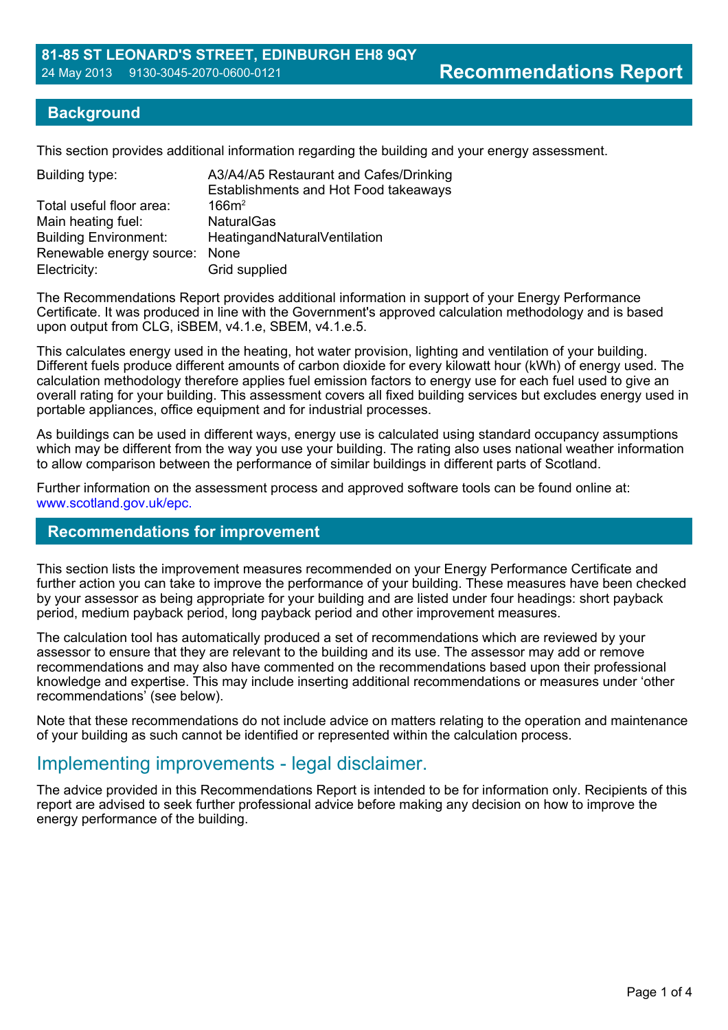**81-85 ST LEONARD'S STREET, EDINBURGH EH8 9QY**
24 May 2013 9130-3045-2070-0600-0121

# Recommendations Report

## Background

This section provides additional information regarding the building and your energy assessment.

| | |
|---|---|
| Building type: | A3/A4/A5 Restaurant and Cafes/Drinking Establishments and Hot Food takeaways |
| Total useful floor area: | 166m² |
| Main heating fuel: | NaturalGas |
| Building Environment: | HeatingandNaturalVentilation |
| Renewable energy source: | None |
| Electricity: | Grid supplied |

The Recommendations Report provides additional information in support of your Energy Performance Certificate. It was produced in line with the Government's approved calculation methodology and is based upon output from CLG, iSBEM, v4.1.e, SBEM, v4.1.e.5.

This calculates energy used in the heating, hot water provision, lighting and ventilation of your building. Different fuels produce different amounts of carbon dioxide for every kilowatt hour (kWh) of energy used. The calculation methodology therefore applies fuel emission factors to energy use for each fuel used to give an overall rating for your building. This assessment covers all fixed building services but excludes energy used in portable appliances, office equipment and for industrial processes.

As buildings can be used in different ways, energy use is calculated using standard occupancy assumptions which may be different from the way you use your building. The rating also uses national weather information to allow comparison between the performance of similar buildings in different parts of Scotland.

Further information on the assessment process and approved software tools can be found online at: www.scotland.gov.uk/epc.

## Recommendations for improvement

This section lists the improvement measures recommended on your Energy Performance Certificate and further action you can take to improve the performance of your building. These measures have been checked by your assessor as being appropriate for your building and are listed under four headings: short payback period, medium payback period, long payback period and other improvement measures.

The calculation tool has automatically produced a set of recommendations which are reviewed by your assessor to ensure that they are relevant to the building and its use. The assessor may add or remove recommendations and may also have commented on the recommendations based upon their professional knowledge and expertise. This may include inserting additional recommendations or measures under 'other recommendations' (see below).

Note that these recommendations do not include advice on matters relating to the operation and maintenance of your building as such cannot be identified or represented within the calculation process.

### Implementing improvements - legal disclaimer.

The advice provided in this Recommendations Report is intended to be for information only. Recipients of this report are advised to seek further professional advice before making any decision on how to improve the energy performance of the building.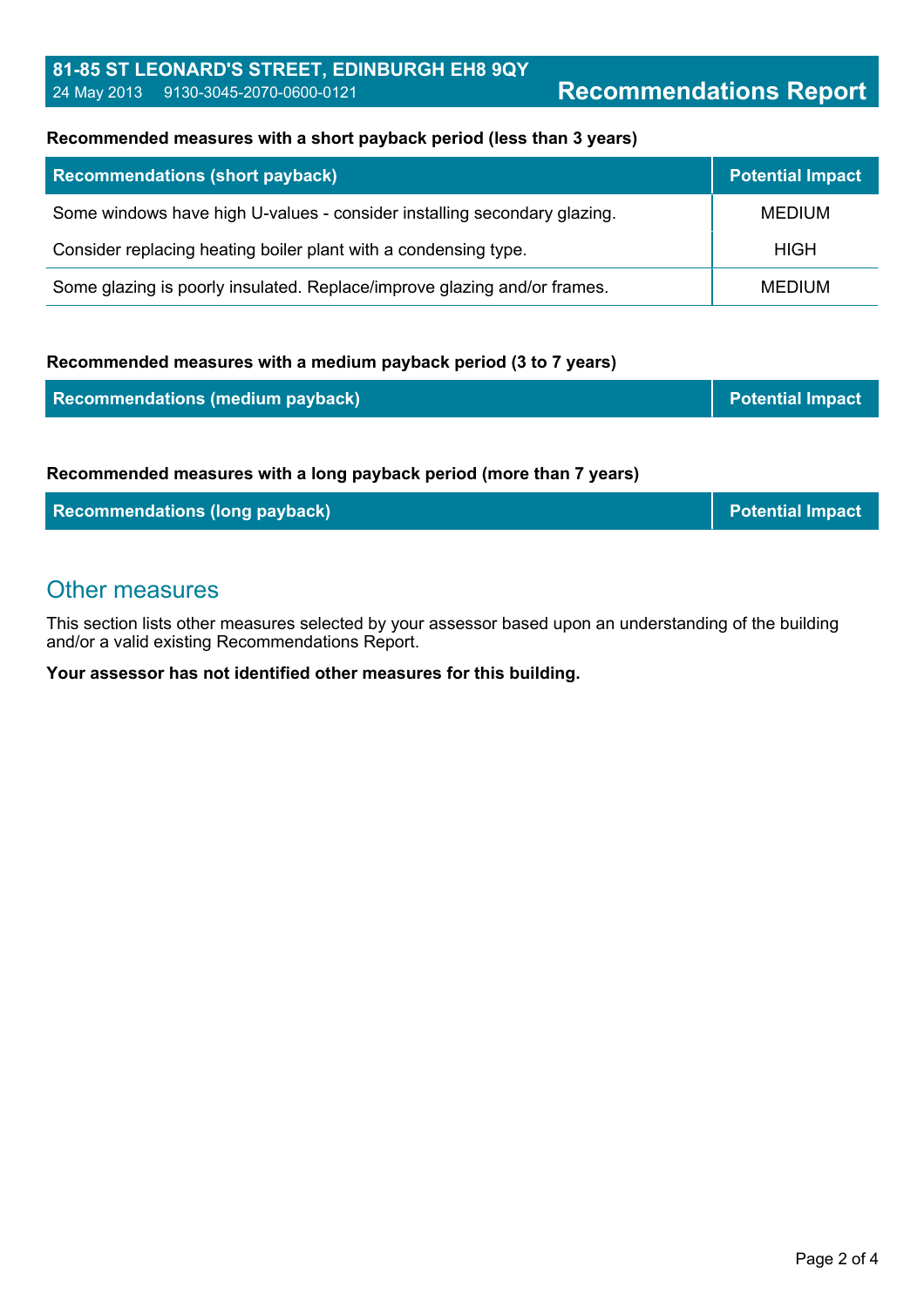**81-85 ST LEONARD'S STREET, EDINBURGH EH8 9QY**
24 May 2013 9130-3045-2070-0600-0121

# Recommendations Report

**Recommended measures with a short payback period (less than 3 years)**

| Recommendations (short payback) | Potential Impact |
|---|---|
| Some windows have high U-values - consider installing secondary glazing. | MEDIUM |
| Consider replacing heating boiler plant with a condensing type. | HIGH |
| Some glazing is poorly insulated. Replace/improve glazing and/or frames. | MEDIUM |

**Recommended measures with a medium payback period (3 to 7 years)**

| Recommendations (medium payback) | Potential Impact |
|---|---|

**Recommended measures with a long payback period (more than 7 years)**

| Recommendations (long payback) | Potential Impact |
|---|---|

## Other measures

This section lists other measures selected by your assessor based upon an understanding of the building and/or a valid existing Recommendations Report.

**Your assessor has not identified other measures for this building.**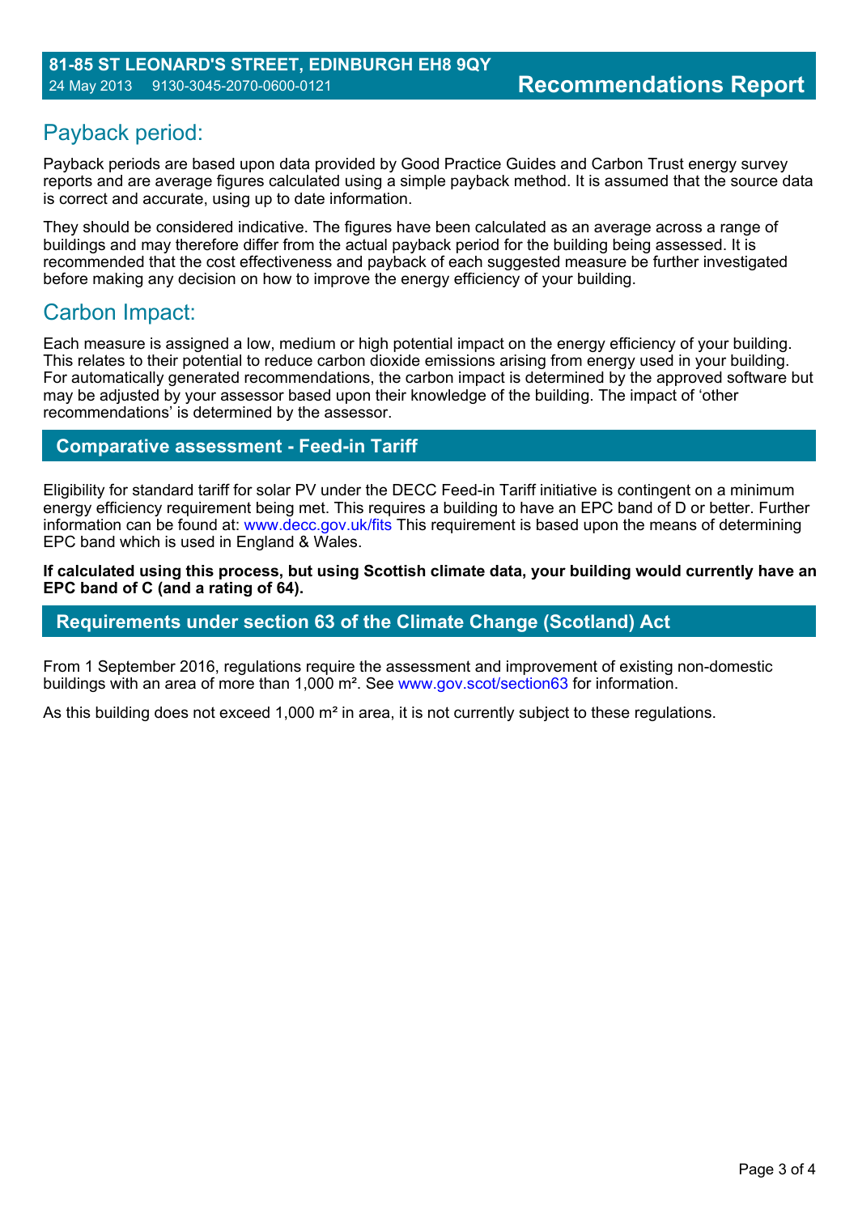## Payback period:

Payback periods are based upon data provided by Good Practice Guides and Carbon Trust energy survey reports and are average figures calculated using a simple payback method. It is assumed that the source data is correct and accurate, using up to date information.

They should be considered indicative. The figures have been calculated as an average across a range of buildings and may therefore differ from the actual payback period for the building being assessed. It is recommended that the cost effectiveness and payback of each suggested measure be further investigated before making any decision on how to improve the energy efficiency of your building.

## Carbon Impact:

Each measure is assigned a low, medium or high potential impact on the energy efficiency of your building. This relates to their potential to reduce carbon dioxide emissions arising from energy used in your building. For automatically generated recommendations, the carbon impact is determined by the approved software but may be adjusted by your assessor based upon their knowledge of the building. The impact of 'other recommendations' is determined by the assessor.

## Comparative assessment - Feed-in Tariff

Eligibility for standard tariff for solar PV under the DECC Feed-in Tariff initiative is contingent on a minimum energy efficiency requirement being met. This requires a building to have an EPC band of D or better. Further information can be found at: www.decc.gov.uk/fits This requirement is based upon the means of determining EPC band which is used in England & Wales.

**If calculated using this process, but using Scottish climate data, your building would currently have an EPC band of C (and a rating of 64).**

## Requirements under section 63 of the Climate Change (Scotland) Act

From 1 September 2016, regulations require the assessment and improvement of existing non-domestic buildings with an area of more than 1,000 m². See www.gov.scot/section63 for information.

As this building does not exceed 1,000 m² in area, it is not currently subject to these regulations.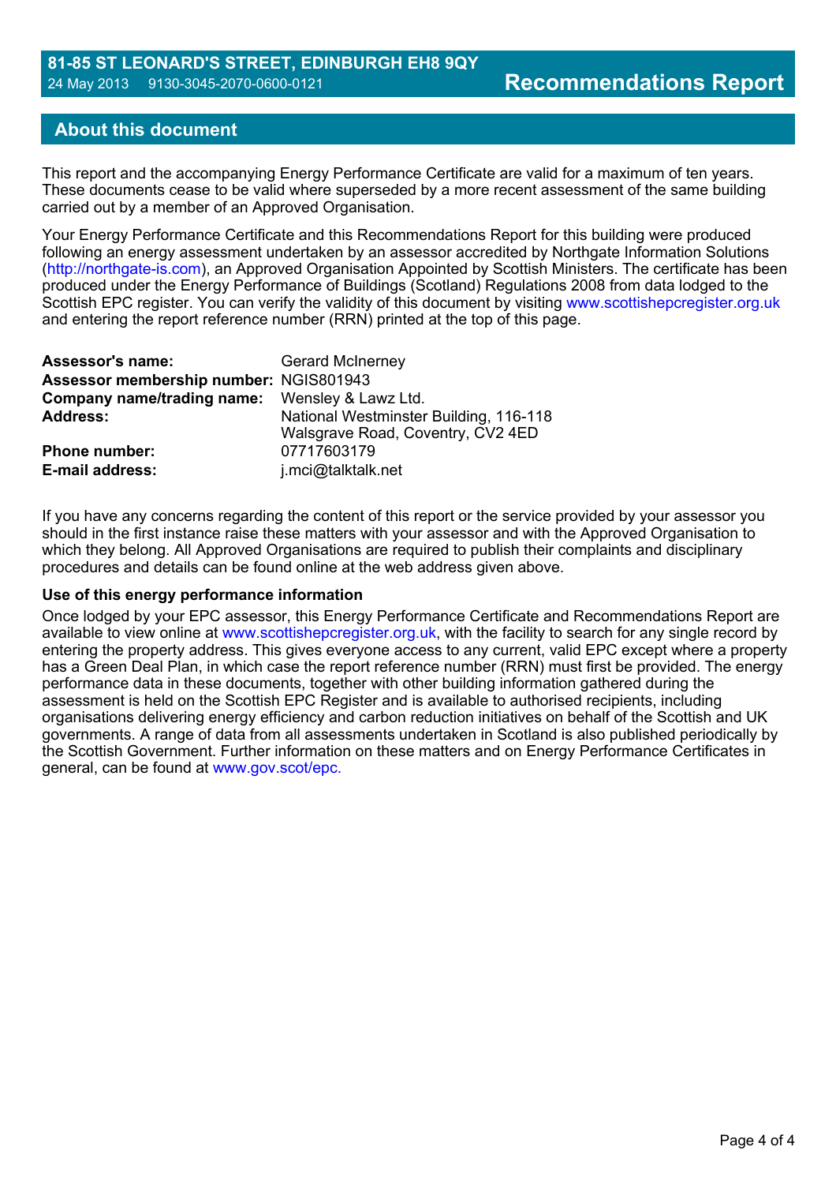## About this document

This report and the accompanying Energy Performance Certificate are valid for a maximum of ten years. These documents cease to be valid where superseded by a more recent assessment of the same building carried out by a member of an Approved Organisation.

Your Energy Performance Certificate and this Recommendations Report for this building were produced following an energy assessment undertaken by an assessor accredited by Northgate Information Solutions (http://northgate-is.com), an Approved Organisation Appointed by Scottish Ministers. The certificate has been produced under the Energy Performance of Buildings (Scotland) Regulations 2008 from data lodged to the Scottish EPC register. You can verify the validity of this document by visiting www.scottishepcregister.org.uk and entering the report reference number (RRN) printed at the top of this page.

| | |
|---|---|
| **Assessor's name:** | Gerard McInerney |
| **Assessor membership number:** | NGIS801943 |
| **Company name/trading name:** | Wensley & Lawz Ltd. |
| **Address:** | National Westminster Building, 116-118 Walsgrave Road, Coventry, CV2 4ED |
| **Phone number:** | 07717603179 |
| **E-mail address:** | j.mci@talktalk.net |

If you have any concerns regarding the content of this report or the service provided by your assessor you should in the first instance raise these matters with your assessor and with the Approved Organisation to which they belong. All Approved Organisations are required to publish their complaints and disciplinary procedures and details can be found online at the web address given above.

**Use of this energy performance information**

Once lodged by your EPC assessor, this Energy Performance Certificate and Recommendations Report are available to view online at www.scottishepcregister.org.uk, with the facility to search for any single record by entering the property address. This gives everyone access to any current, valid EPC except where a property has a Green Deal Plan, in which case the report reference number (RRN) must first be provided. The energy performance data in these documents, together with other building information gathered during the assessment is held on the Scottish EPC Register and is available to authorised recipients, including organisations delivering energy efficiency and carbon reduction initiatives on behalf of the Scottish and UK governments. A range of data from all assessments undertaken in Scotland is also published periodically by the Scottish Government. Further information on these matters and on Energy Performance Certificates in general, can be found at www.gov.scot/epc.